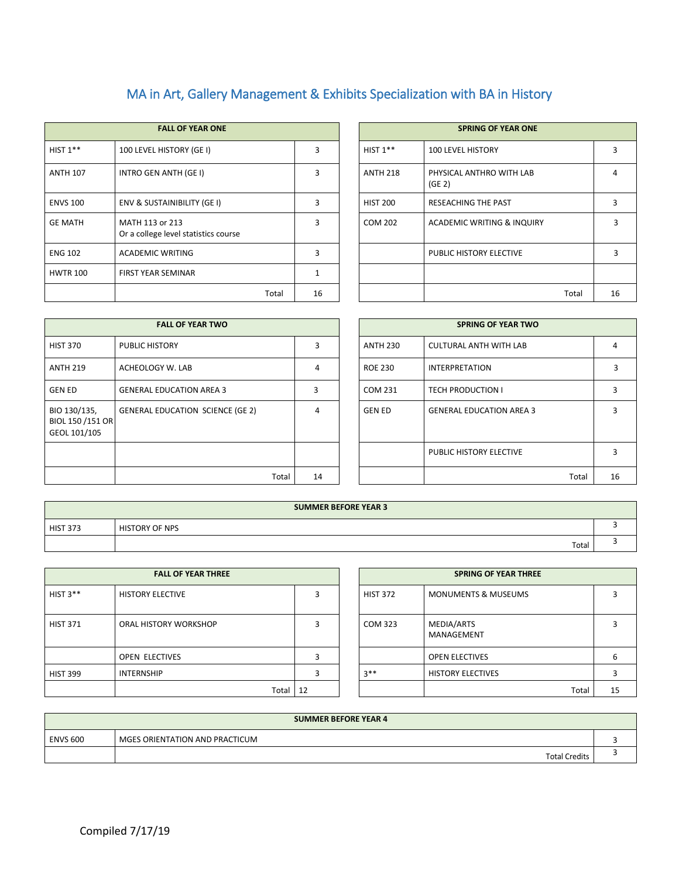# MA in Art, Gallery Management & Exhibits Specialization with BA in History

| FALL OF YEAR ONE | | |
|---|---|---|
| HIST 1** | 100 LEVEL HISTORY (GE I) | 3 |
| ANTH 107 | INTRO GEN ANTH (GE I) | 3 |
| ENVS 100 | ENV & SUSTAINIBILITY (GE I) | 3 |
| GE MATH | MATH 113 or 213<br>Or a college level statistics course | 3 |
| ENG 102 | ACADEMIC WRITING | 3 |
| HWTR 100 | FIRST YEAR SEMINAR | 1 |
| | Total | 16 |

| SPRING OF YEAR ONE | | |
|---|---|---|
| HIST 1** | 100 LEVEL HISTORY | 3 |
| ANTH 218 | PHYSICAL ANTHRO WITH LAB (GE 2) | 4 |
| HIST 200 | RESEACHING THE PAST | 3 |
| COM 202 | ACADEMIC WRITING & INQUIRY | 3 |
| | PUBLIC HISTORY ELECTIVE | 3 |
| | | |
| | Total | 16 |

| FALL OF YEAR TWO | | |
|---|---|---|
| HIST 370 | PUBLIC HISTORY | 3 |
| ANTH 219 | ACHEOLOGY W. LAB | 4 |
| GEN ED | GENERAL EDUCATION AREA 3 | 3 |
| BIO 130/135, BIOL 150 /151 OR GEOL 101/105 | GENERAL EDUCATION SCIENCE (GE 2) | 4 |
| | | |
| | Total | 14 |

| SPRING OF YEAR TWO | | |
|---|---|---|
| ANTH 230 | CULTURAL ANTH WITH LAB | 4 |
| ROE 230 | INTERPRETATION | 3 |
| COM 231 | TECH PRODUCTION I | 3 |
| GEN ED | GENERAL EDUCATION AREA 3 | 3 |
| | PUBLIC HISTORY ELECTIVE | 3 |
| | Total | 16 |

| SUMMER BEFORE YEAR 3 | | |
|---|---|---|
| HIST 373 | HISTORY OF NPS | 3 |
| | Total | 3 |

| FALL OF YEAR THREE | | |
|---|---|---|
| HIST 3** | HISTORY ELECTIVE | 3 |
| HIST 371 | ORAL HISTORY WORKSHOP | 3 |
| | OPEN ELECTIVES | 3 |
| HIST 399 | INTERNSHIP | 3 |
| | Total | 12 |

| SPRING OF YEAR THREE | | |
|---|---|---|
| HIST 372 | MONUMENTS & MUSEUMS | 3 |
| COM 323 | MEDIA/ARTS MANAGEMENT | 3 |
| | OPEN ELECTIVES | 6 |
| 3** | HISTORY ELECTIVES | 3 |
| | Total | 15 |

| SUMMER BEFORE YEAR 4 | | |
|---|---|---|
| ENVS 600 | MGES ORIENTATION AND PRACTICUM | 3 |
| | Total Credits | 3 |

Compiled 7/17/19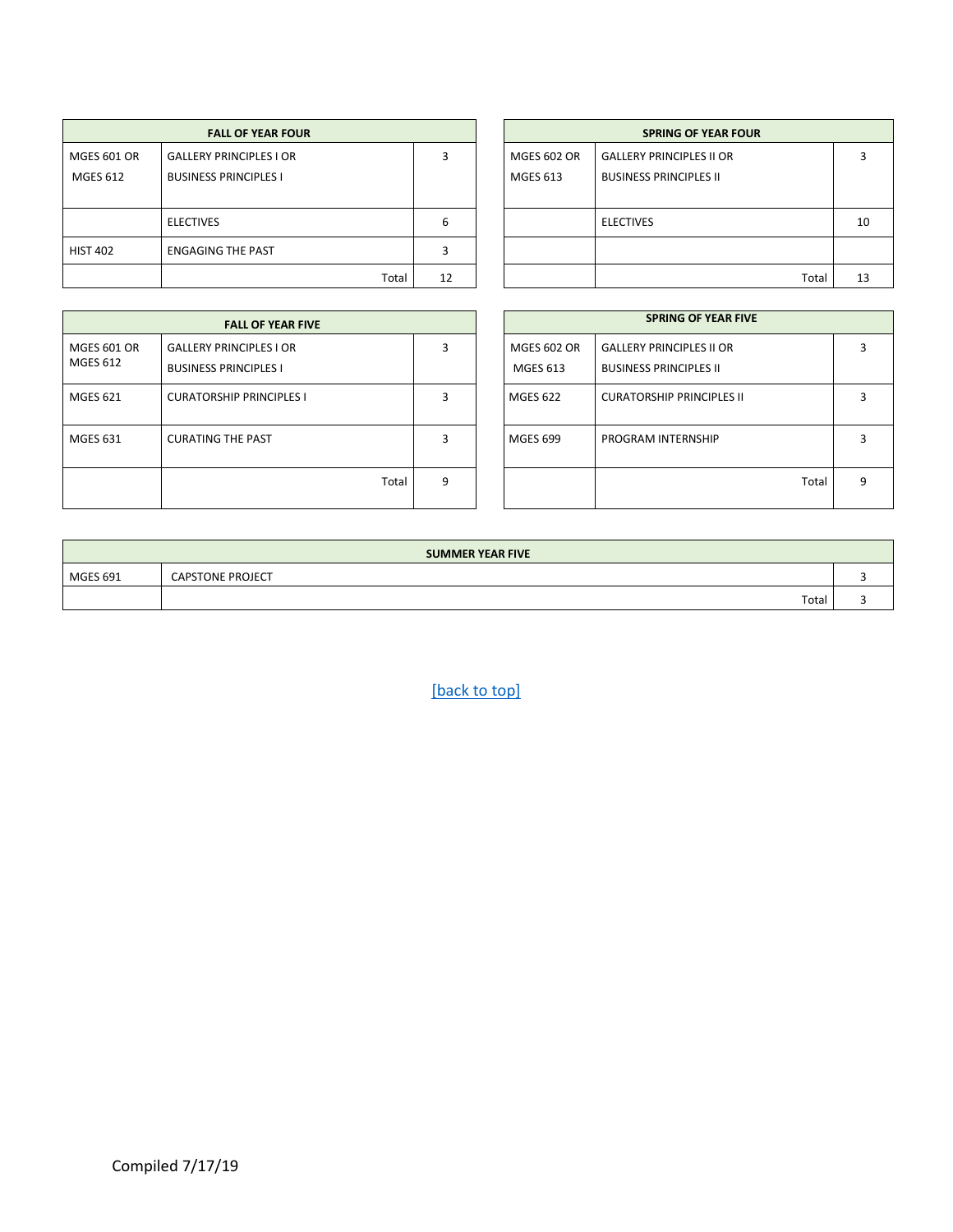| FALL OF YEAR FOUR | | |
|---|---|---|
| MGES 601 OR MGES 612 | GALLERY PRINCIPLES I OR BUSINESS PRINCIPLES I | 3 |
| | ELECTIVES | 6 |
| HIST 402 | ENGAGING THE PAST | 3 |
| | Total | 12 |

| SPRING OF YEAR FOUR | | |
|---|---|---|
| MGES 602 OR MGES 613 | GALLERY PRINCIPLES II OR BUSINESS PRINCIPLES II | 3 |
| | ELECTIVES | 10 |
| | | |
| | Total | 13 |

| FALL OF YEAR FIVE | | |
|---|---|---|
| MGES 601 OR MGES 612 | GALLERY PRINCIPLES I OR BUSINESS PRINCIPLES I | 3 |
| MGES 621 | CURATORSHIP PRINCIPLES I | 3 |
| MGES 631 | CURATING THE PAST | 3 |
| | Total | 9 |

| SPRING OF YEAR FIVE | | |
|---|---|---|
| MGES 602 OR MGES 613 | GALLERY PRINCIPLES II OR BUSINESS PRINCIPLES II | 3 |
| MGES 622 | CURATORSHIP PRINCIPLES II | 3 |
| MGES 699 | PROGRAM INTERNSHIP | 3 |
| | Total | 9 |

| SUMMER YEAR FIVE | | |
|---|---|---|
| MGES 691 | CAPSTONE PROJECT | 3 |
| | Total | 3 |

[back to top]

Compiled 7/17/19